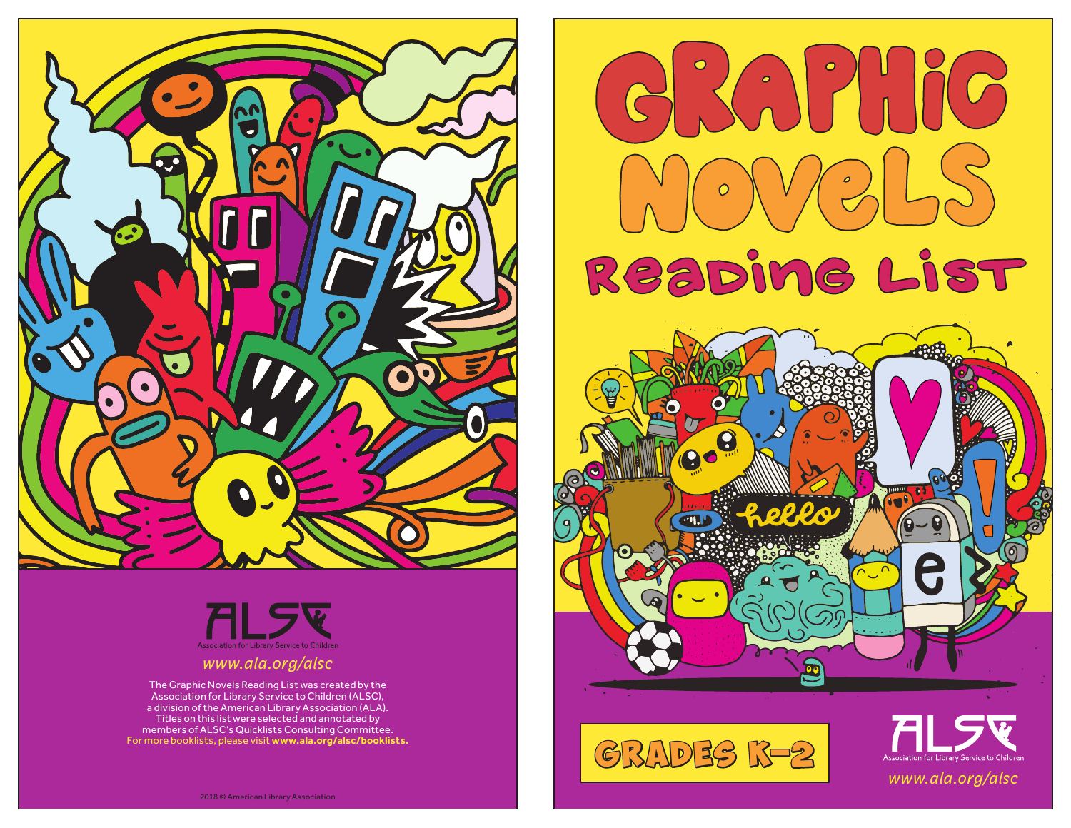ALSC

Association for Library Service to Children

*www.ala.org/alsc*

The Graphic Novels Reading List was created by the Association for Library Service to Children (ALSC), a division of the American Library Association (ALA). Titles on this list were selected and annotated by members of ALSC's Quicklists Consulting Committee. For more booklists, please visit **www.ala.org/alsc/booklists.**

2018 © American Library Association

# Graphic Novels

## Reading List

hello

e

### Grades K–2

ALSC

Association for Library Service to Children

*www.ala.org/alsc*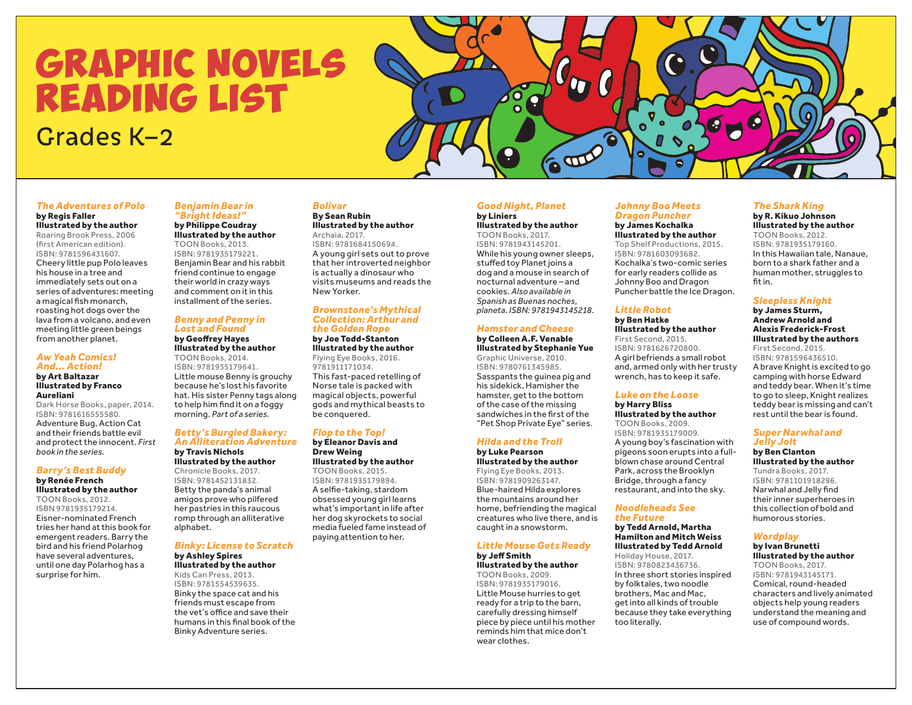# GRAPHIC NOVELS READING LIST

## Grades K–2

### *The Adventures of Polo*
**by Regis Faller**
**Illustrated by the author**
Roaring Brook Press, 2006 (first American edition).
ISBN: 9781596431607.
Cheery little pup Polo leaves his house in a tree and immediately sets out on a series of adventures: meeting a magical fish monarch, roasting hot dogs over the lava from a volcano, and even meeting little green beings from another planet.

### *Aw Yeah Comics! And… Action!*
**by Art Baltazar**
**Illustrated by Franco Aureliani**
Dark Horse Books, paper, 2014.
ISBN: 9781616555580.
Adventure Bug, Action Cat and their friends battle evil and protect the innocent. *First book in the series.*

### *Barry's Best Buddy*
**by Renée French**
**Illustrated by the author**
TOON Books, 2012.
ISBN 9781935179214.
Eisner-nominated French tries her hand at this book for emergent readers. Barry the bird and his friend Polarhog have several adventures, until one day Polarhog has a surprise for him.

### *Benjamin Bear in "Bright Ideas!"*
**by Philippe Coudray**
**Illustrated by the author**
TOON Books, 2013.
ISBN: 9781935179221.
Benjamin Bear and his rabbit friend continue to engage their world in crazy ways and comment on it in this installment of the series.

### *Benny and Penny in Lost and Found*
**by Geoffrey Hayes**
**Illustrated by the author**
TOON Books, 2014.
ISBN: 9781935179641.
Little mouse Benny is grouchy because he's lost his favorite hat. His sister Penny tags along to help him find it on a foggy morning. *Part of a series.*

### *Betty's Burgled Bakery: An Alliteration Adventure*
**by Travis Nichols**
**Illustrated by the author**
Chronicle Books, 2017.
ISBN: 9781452131832.
Betty the panda's animal amigos prove who pilfered her pastries in this raucous romp through an alliterative alphabet.

### *Binky: License to Scratch*
**by Ashley Spires**
**Illustrated by the author**
Kids Can Press, 2013.
ISBN: 9781554539635.
Binky the space cat and his friends must escape from the vet's office and save their humans in this final book of the Binky Adventure series.

### *Bolivar*
**By Sean Rubin**
**Illustrated by the author**
Archaia, 2017.
ISBN: 9781684150694.
A young girl sets out to prove that her introverted neighbor is actually a dinosaur who visits museums and reads the New Yorker.

### *Brownstone's Mythical Collection: Arthur and the Golden Rope*
**by Joe Todd-Stanton**
**Illustrated by the author**
Flying Eye Books, 2016.
9781911171034.
This fast-paced retelling of Norse tale is packed with magical objects, powerful gods and mythical beasts to be conquered.

### *Flop to the Top!*
**by Eleanor Davis and Drew Weing**
**Illustrated by the author**
TOON Books, 2015.
ISBN: 9781935179894.
A selfie-taking, stardom obsessed young girl learns what's important in life after her dog skyrockets to social media fueled fame instead of paying attention to her.

### *Good Night, Planet*
**by Liniers**
**Illustrated by the author**
TOON Books, 2017.
ISBN: 9781943145201.
While his young owner sleeps, stuffed toy Planet joins a dog and a mouse in search of nocturnal adventure – and cookies. *Also available in Spanish as Buenas noches, planeta. ISBN: 9781943145218.*

### *Hamster and Cheese*
**by Colleen A.F. Venable**
**Illustrated by Stephanie Yue**
Graphic Universe, 2010.
ISBN: 9780761345985.
Sasspants the guinea pig and his sidekick, Hamisher the hamster, get to the bottom of the case of the missing sandwiches in the first of the "Pet Shop Private Eye" series.

### *Hilda and the Troll*
**by Luke Pearson**
**Illustrated by the author**
Flying Eye Books, 2013.
ISBN: 9781909263147.
Blue-haired Hilda explores the mountains around her home, befriending the magical creatures who live there, and is caught in a snowstorm.

### *Little Mouse Gets Ready*
**by Jeff Smith**
**Illustrated by the author**
TOON Books, 2009.
ISBN: 9781935179016.
Little Mouse hurries to get ready for a trip to the barn, carefully dressing himself piece by piece until his mother reminds him that mice don't wear clothes.

### *Johnny Boo Meets Dragon Puncher*
**by James Kochalka**
**Illustrated by the author**
Top Shelf Productions, 2015.
ISBN: 9781603093682.
Kochalka's two-comic series for early readers collide as Johnny Boo and Dragon Puncher battle the Ice Dragon.

### *Little Robot*
**by Ben Hatke**
**Illustrated by the author**
First Second, 2015.
ISBN: 9781626720800.
A girl befriends a small robot and, armed only with her trusty wrench, has to keep it safe.

### *Luke on the Loose*
**by Harry Bliss**
**Illustrated by the author**
TOON Books, 2009.
ISBN: 9781935179009.
A young boy's fascination with pigeons soon erupts into a full-blown chase around Central Park, across the Brooklyn Bridge, through a fancy restaurant, and into the sky.

### *Noodleheads See the Future*
**by Tedd Arnold, Martha Hamilton and Mitch Weiss**
**Illustrated by Tedd Arnold**
Holiday House, 2017.
ISBN: 9780823436736.
In three short stories inspired by folktales, two noodle brothers, Mac and Mac, get into all kinds of trouble because they take everything too literally.

### *The Shark King*
**by R. Kikuo Johnson**
**Illustrated by the author**
TOON Books, 2012.
ISBN: 9781935179160.
In this Hawaiian tale, Nanaue, born to a shark father and a human mother, struggles to fit in.

### *Sleepless Knight*
**by James Sturm, Andrew Arnold and Alexis Frederick-Frost**
**Illustrated by the authors**
First Second, 2015.
ISBN: 9781596436510.
A brave Knight is excited to go camping with horse Edward and teddy bear. When it's time to go to sleep, Knight realizes teddy bear is missing and can't rest until the bear is found.

### *Super Narwhal and Jelly Jolt*
**by Ben Clanton**
**Illustrated by the author**
Tundra Books, 2017.
ISBN: 9781101918296.
Narwhal and Jelly find their inner superheroes in this collection of bold and humorous stories.

### *Wordplay*
**by Ivan Brunetti**
**Illustrated by the author**
TOON Books, 2017.
ISBN: 9781943145171.
Comical, round-headed characters and lively animated objects help young readers understand the meaning and use of compound words.